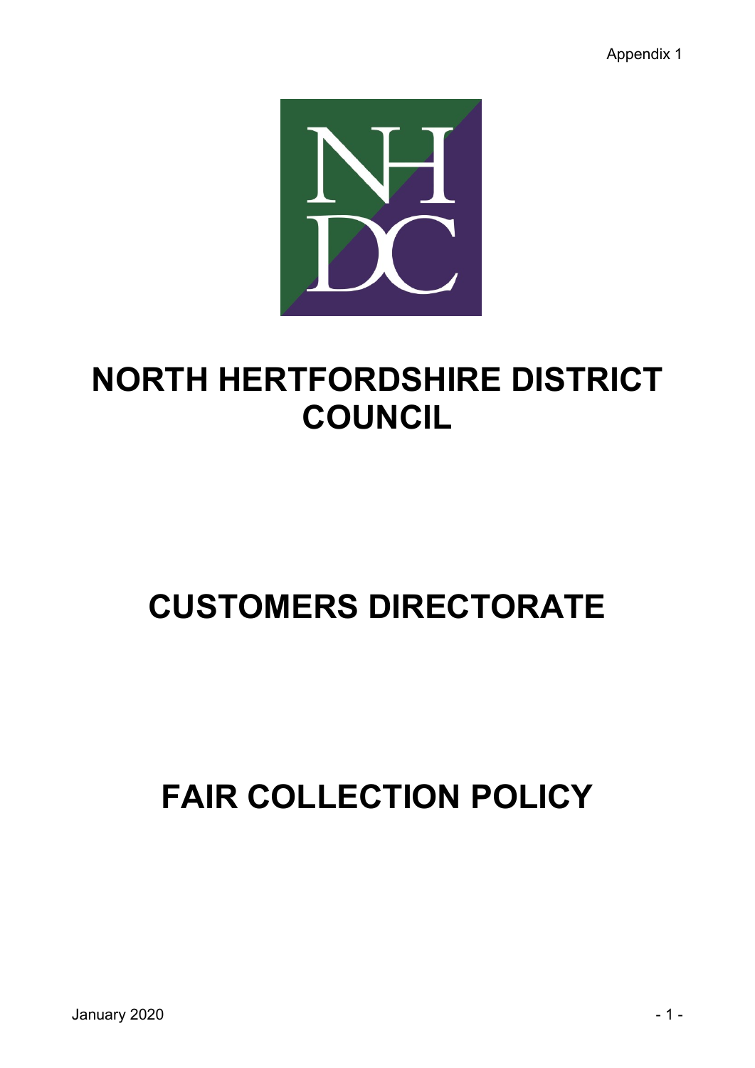Appendix 1

# NORTH HERTFORDSHIRE DISTRICT COUNCIL

# CUSTOMERS DIRECTORATE

# FAIR COLLECTION POLICY

January 2020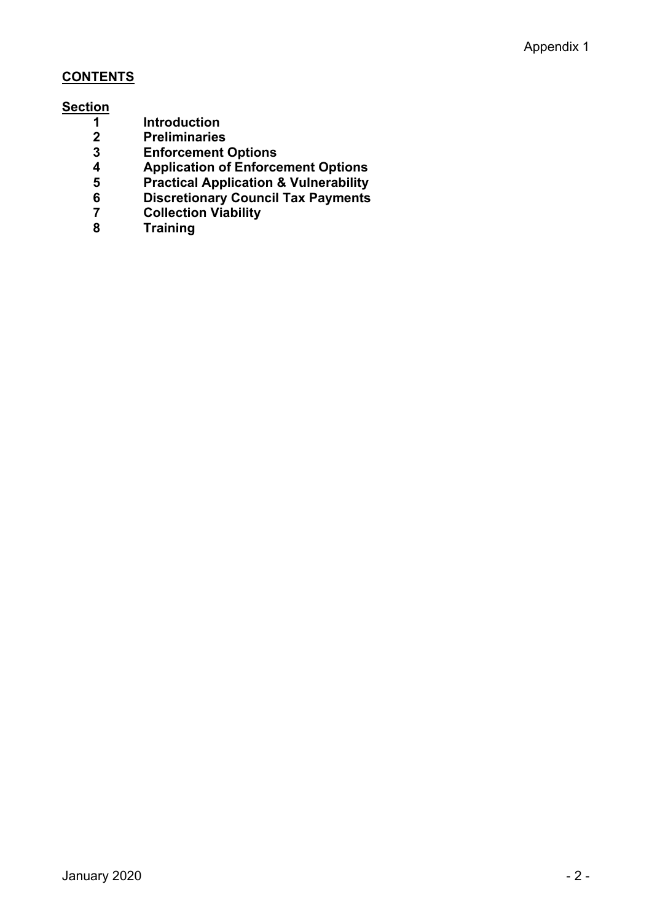## CONTENTS

**Section**

| | |
|---|---|
| **1** | **Introduction** |
| **2** | **Preliminaries** |
| **3** | **Enforcement Options** |
| **4** | **Application of Enforcement Options** |
| **5** | **Practical Application & Vulnerability** |
| **6** | **Discretionary Council Tax Payments** |
| **7** | **Collection Viability** |
| **8** | **Training** |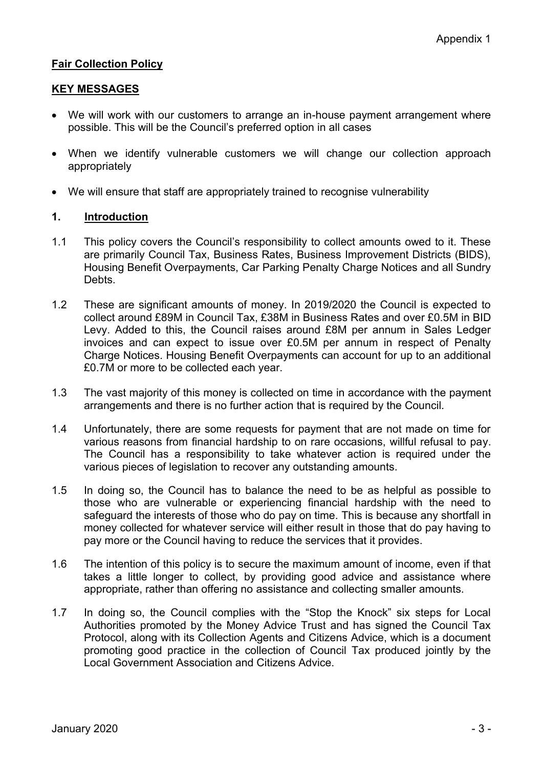Appendix 1

**Fair Collection Policy**

**KEY MESSAGES**

- We will work with our customers to arrange an in-house payment arrangement where possible. This will be the Council's preferred option in all cases
- When we identify vulnerable customers we will change our collection approach appropriately
- We will ensure that staff are appropriately trained to recognise vulnerability

## 1. Introduction

1.1 This policy covers the Council's responsibility to collect amounts owed to it. These are primarily Council Tax, Business Rates, Business Improvement Districts (BIDS), Housing Benefit Overpayments, Car Parking Penalty Charge Notices and all Sundry Debts.

1.2 These are significant amounts of money. In 2019/2020 the Council is expected to collect around £89M in Council Tax, £38M in Business Rates and over £0.5M in BID Levy. Added to this, the Council raises around £8M per annum in Sales Ledger invoices and can expect to issue over £0.5M per annum in respect of Penalty Charge Notices. Housing Benefit Overpayments can account for up to an additional £0.7M or more to be collected each year.

1.3 The vast majority of this money is collected on time in accordance with the payment arrangements and there is no further action that is required by the Council.

1.4 Unfortunately, there are some requests for payment that are not made on time for various reasons from financial hardship to on rare occasions, willful refusal to pay. The Council has a responsibility to take whatever action is required under the various pieces of legislation to recover any outstanding amounts.

1.5 In doing so, the Council has to balance the need to be as helpful as possible to those who are vulnerable or experiencing financial hardship with the need to safeguard the interests of those who do pay on time. This is because any shortfall in money collected for whatever service will either result in those that do pay having to pay more or the Council having to reduce the services that it provides.

1.6 The intention of this policy is to secure the maximum amount of income, even if that takes a little longer to collect, by providing good advice and assistance where appropriate, rather than offering no assistance and collecting smaller amounts.

1.7 In doing so, the Council complies with the "Stop the Knock" six steps for Local Authorities promoted by the Money Advice Trust and has signed the Council Tax Protocol, along with its Collection Agents and Citizens Advice, which is a document promoting good practice in the collection of Council Tax produced jointly by the Local Government Association and Citizens Advice.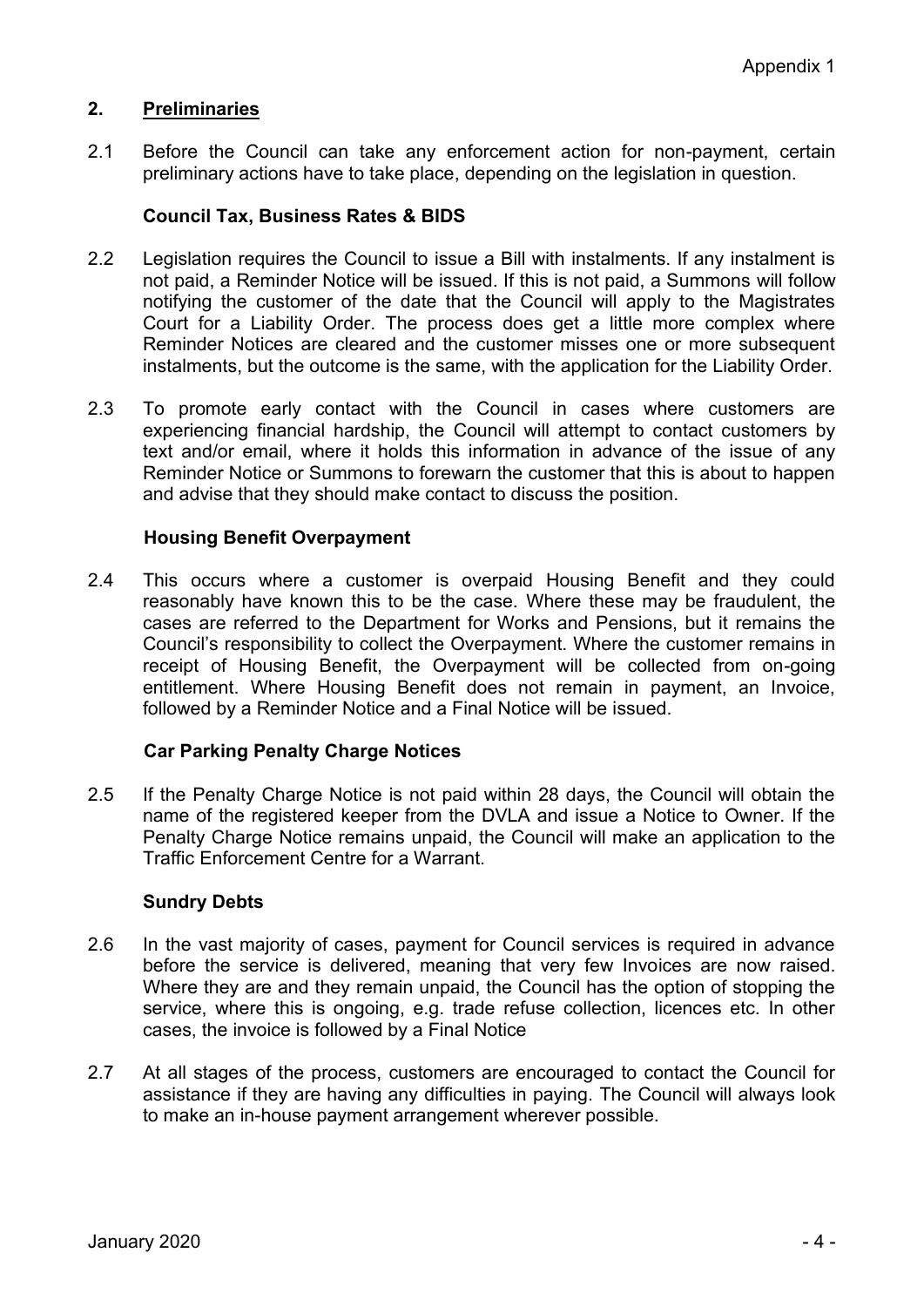## 2. Preliminaries

2.1 Before the Council can take any enforcement action for non-payment, certain preliminary actions have to take place, depending on the legislation in question.

**Council Tax, Business Rates & BIDS**

2.2 Legislation requires the Council to issue a Bill with instalments. If any instalment is not paid, a Reminder Notice will be issued. If this is not paid, a Summons will follow notifying the customer of the date that the Council will apply to the Magistrates Court for a Liability Order. The process does get a little more complex where Reminder Notices are cleared and the customer misses one or more subsequent instalments, but the outcome is the same, with the application for the Liability Order.

2.3 To promote early contact with the Council in cases where customers are experiencing financial hardship, the Council will attempt to contact customers by text and/or email, where it holds this information in advance of the issue of any Reminder Notice or Summons to forewarn the customer that this is about to happen and advise that they should make contact to discuss the position.

**Housing Benefit Overpayment**

2.4 This occurs where a customer is overpaid Housing Benefit and they could reasonably have known this to be the case. Where these may be fraudulent, the cases are referred to the Department for Works and Pensions, but it remains the Council's responsibility to collect the Overpayment. Where the customer remains in receipt of Housing Benefit, the Overpayment will be collected from on-going entitlement. Where Housing Benefit does not remain in payment, an Invoice, followed by a Reminder Notice and a Final Notice will be issued.

**Car Parking Penalty Charge Notices**

2.5 If the Penalty Charge Notice is not paid within 28 days, the Council will obtain the name of the registered keeper from the DVLA and issue a Notice to Owner. If the Penalty Charge Notice remains unpaid, the Council will make an application to the Traffic Enforcement Centre for a Warrant.

**Sundry Debts**

2.6 In the vast majority of cases, payment for Council services is required in advance before the service is delivered, meaning that very few Invoices are now raised. Where they are and they remain unpaid, the Council has the option of stopping the service, where this is ongoing, e.g. trade refuse collection, licences etc. In other cases, the invoice is followed by a Final Notice

2.7 At all stages of the process, customers are encouraged to contact the Council for assistance if they are having any difficulties in paying. The Council will always look to make an in-house payment arrangement wherever possible.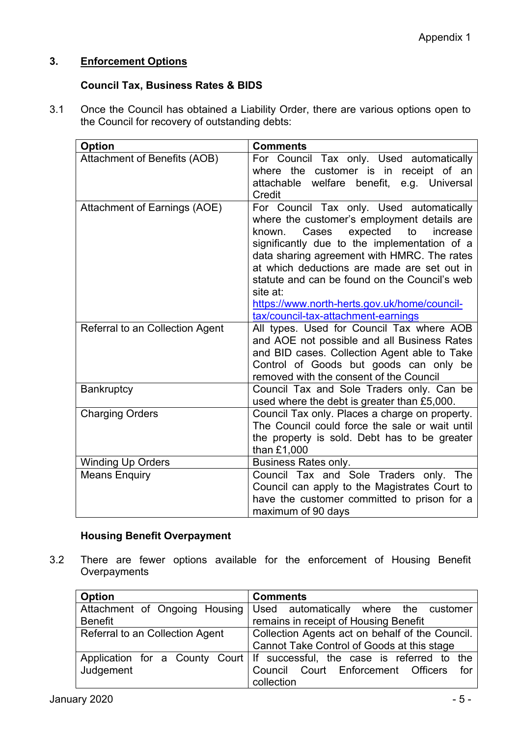Appendix 1

## 3. Enforcement Options

### Council Tax, Business Rates & BIDS

3.1 Once the Council has obtained a Liability Order, there are various options open to the Council for recovery of outstanding debts:

| Option | Comments |
|---|---|
| Attachment of Benefits (AOB) | For Council Tax only. Used automatically where the customer is in receipt of an attachable welfare benefit, e.g. Universal Credit |
| Attachment of Earnings (AOE) | For Council Tax only. Used automatically where the customer's employment details are known. Cases expected to increase significantly due to the implementation of a data sharing agreement with HMRC. The rates at which deductions are made are set out in statute and can be found on the Council's web site at: [https://www.north-herts.gov.uk/home/council-tax/council-tax-attachment-earnings](https://www.north-herts.gov.uk/home/council-tax/council-tax-attachment-earnings) |
| Referral to an Collection Agent | All types. Used for Council Tax where AOB and AOE not possible and all Business Rates and BID cases. Collection Agent able to Take Control of Goods but goods can only be removed with the consent of the Council |
| Bankruptcy | Council Tax and Sole Traders only. Can be used where the debt is greater than £5,000. |
| Charging Orders | Council Tax only. Places a charge on property. The Council could force the sale or wait until the property is sold. Debt has to be greater than £1,000 |
| Winding Up Orders | Business Rates only. |
| Means Enquiry | Council Tax and Sole Traders only. The Council can apply to the Magistrates Court to have the customer committed to prison for a maximum of 90 days |

### Housing Benefit Overpayment

3.2 There are fewer options available for the enforcement of Housing Benefit Overpayments

| Option | Comments |
|---|---|
| Attachment of Ongoing Housing Benefit | Used automatically where the customer remains in receipt of Housing Benefit |
| Referral to an Collection Agent | Collection Agents act on behalf of the Council. Cannot Take Control of Goods at this stage |
| Application for a County Court Judgement | If successful, the case is referred to the Council Court Enforcement Officers for collection |

January 2020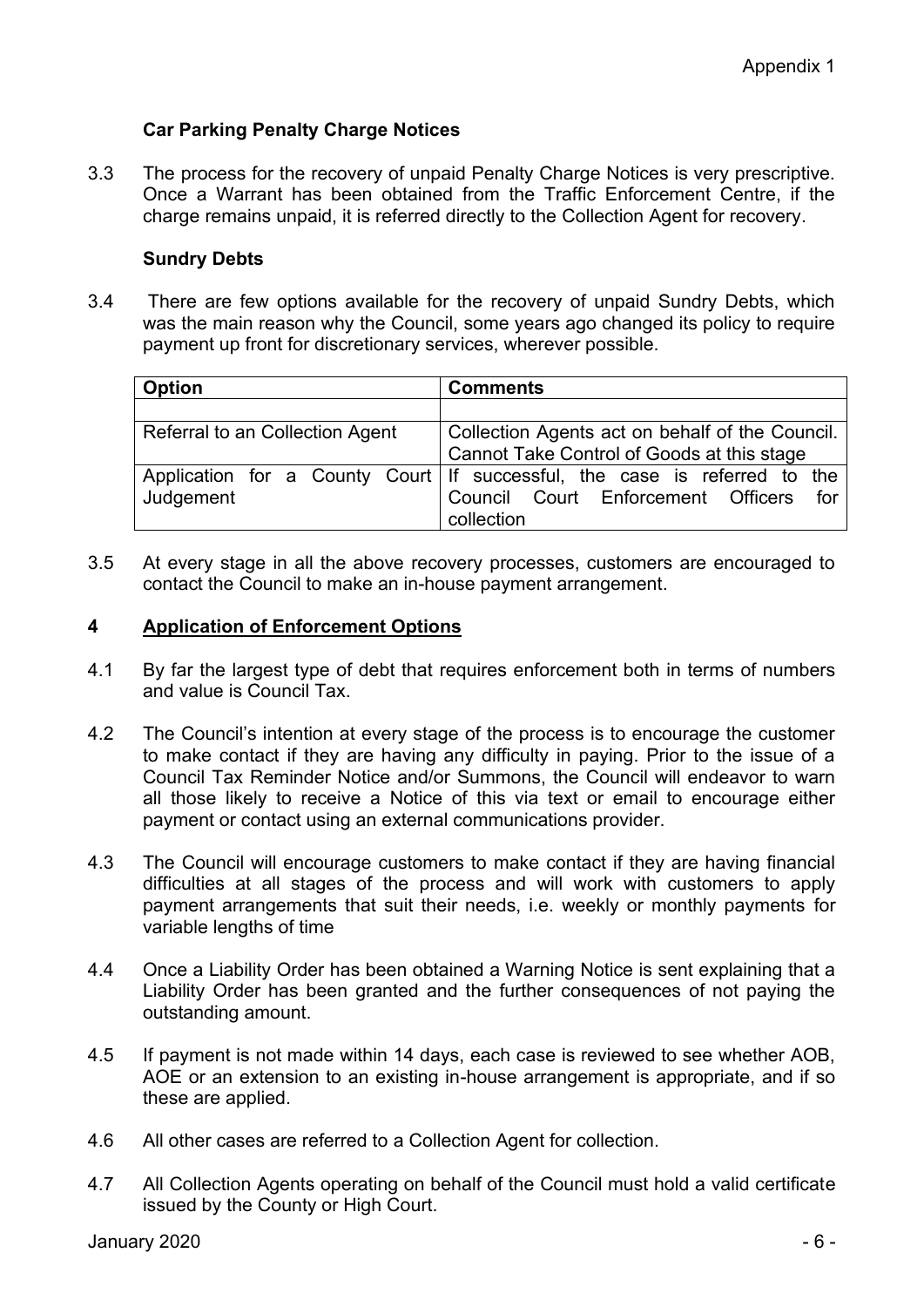### Car Parking Penalty Charge Notices

3.3 The process for the recovery of unpaid Penalty Charge Notices is very prescriptive. Once a Warrant has been obtained from the Traffic Enforcement Centre, if the charge remains unpaid, it is referred directly to the Collection Agent for recovery.

### Sundry Debts

3.4 There are few options available for the recovery of unpaid Sundry Debts, which was the main reason why the Council, some years ago changed its policy to require payment up front for discretionary services, wherever possible.

| Option | Comments |
|---|---|
| | |
| Referral to an Collection Agent | Collection Agents act on behalf of the Council. Cannot Take Control of Goods at this stage |
| Application for a County Court Judgement | If successful, the case is referred to the Council Court Enforcement Officers for collection |

3.5 At every stage in all the above recovery processes, customers are encouraged to contact the Council to make an in-house payment arrangement.

## 4 Application of Enforcement Options

4.1 By far the largest type of debt that requires enforcement both in terms of numbers and value is Council Tax.

4.2 The Council's intention at every stage of the process is to encourage the customer to make contact if they are having any difficulty in paying. Prior to the issue of a Council Tax Reminder Notice and/or Summons, the Council will endeavor to warn all those likely to receive a Notice of this via text or email to encourage either payment or contact using an external communications provider.

4.3 The Council will encourage customers to make contact if they are having financial difficulties at all stages of the process and will work with customers to apply payment arrangements that suit their needs, i.e. weekly or monthly payments for variable lengths of time

4.4 Once a Liability Order has been obtained a Warning Notice is sent explaining that a Liability Order has been granted and the further consequences of not paying the outstanding amount.

4.5 If payment is not made within 14 days, each case is reviewed to see whether AOB, AOE or an extension to an existing in-house arrangement is appropriate, and if so these are applied.

4.6 All other cases are referred to a Collection Agent for collection.

4.7 All Collection Agents operating on behalf of the Council must hold a valid certificate issued by the County or High Court.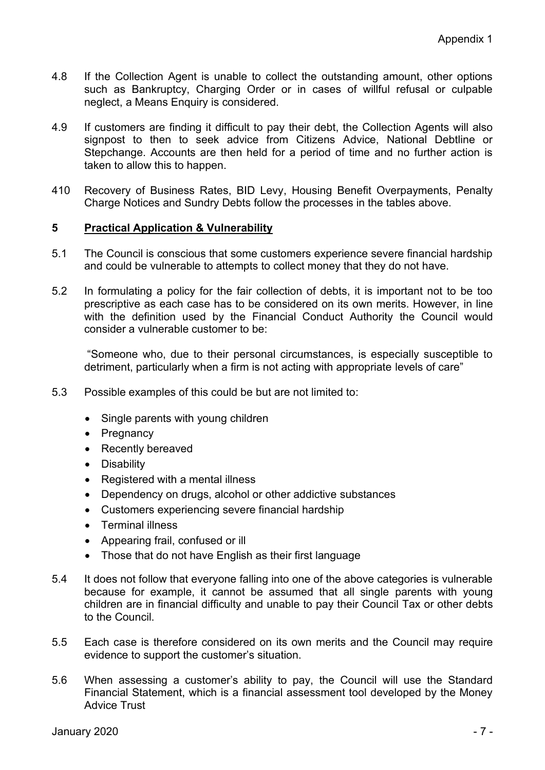4.8 If the Collection Agent is unable to collect the outstanding amount, other options such as Bankruptcy, Charging Order or in cases of willful refusal or culpable neglect, a Means Enquiry is considered.

4.9 If customers are finding it difficult to pay their debt, the Collection Agents will also signpost to then to seek advice from Citizens Advice, National Debtline or Stepchange. Accounts are then held for a period of time and no further action is taken to allow this to happen.

410 Recovery of Business Rates, BID Levy, Housing Benefit Overpayments, Penalty Charge Notices and Sundry Debts follow the processes in the tables above.

## 5 Practical Application & Vulnerability

5.1 The Council is conscious that some customers experience severe financial hardship and could be vulnerable to attempts to collect money that they do not have.

5.2 In formulating a policy for the fair collection of debts, it is important not to be too prescriptive as each case has to be considered on its own merits. However, in line with the definition used by the Financial Conduct Authority the Council would consider a vulnerable customer to be:

"Someone who, due to their personal circumstances, is especially susceptible to detriment, particularly when a firm is not acting with appropriate levels of care"

5.3 Possible examples of this could be but are not limited to:

- Single parents with young children
- Pregnancy
- Recently bereaved
- Disability
- Registered with a mental illness
- Dependency on drugs, alcohol or other addictive substances
- Customers experiencing severe financial hardship
- Terminal illness
- Appearing frail, confused or ill
- Those that do not have English as their first language

5.4 It does not follow that everyone falling into one of the above categories is vulnerable because for example, it cannot be assumed that all single parents with young children are in financial difficulty and unable to pay their Council Tax or other debts to the Council.

5.5 Each case is therefore considered on its own merits and the Council may require evidence to support the customer's situation.

5.6 When assessing a customer's ability to pay, the Council will use the Standard Financial Statement, which is a financial assessment tool developed by the Money Advice Trust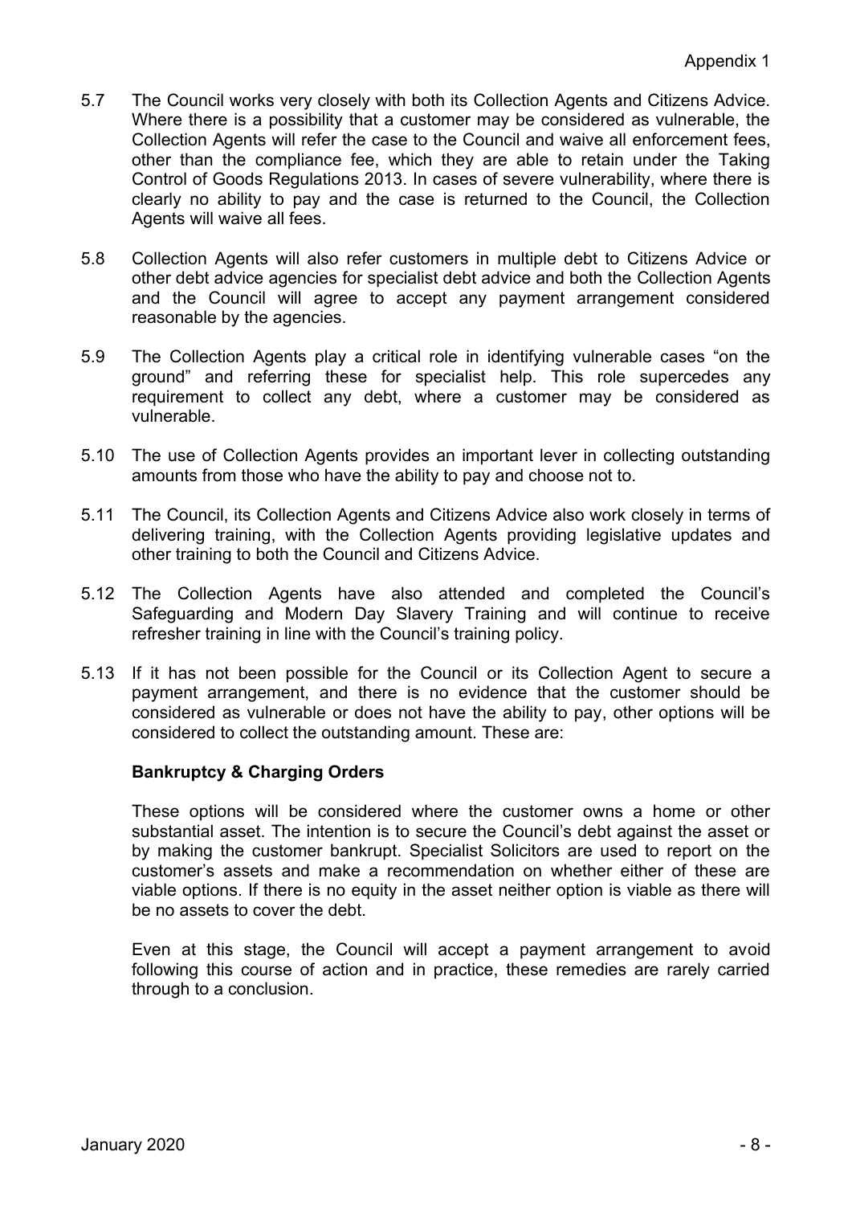5.7 The Council works very closely with both its Collection Agents and Citizens Advice. Where there is a possibility that a customer may be considered as vulnerable, the Collection Agents will refer the case to the Council and waive all enforcement fees, other than the compliance fee, which they are able to retain under the Taking Control of Goods Regulations 2013. In cases of severe vulnerability, where there is clearly no ability to pay and the case is returned to the Council, the Collection Agents will waive all fees.

5.8 Collection Agents will also refer customers in multiple debt to Citizens Advice or other debt advice agencies for specialist debt advice and both the Collection Agents and the Council will agree to accept any payment arrangement considered reasonable by the agencies.

5.9 The Collection Agents play a critical role in identifying vulnerable cases "on the ground" and referring these for specialist help. This role supercedes any requirement to collect any debt, where a customer may be considered as vulnerable.

5.10 The use of Collection Agents provides an important lever in collecting outstanding amounts from those who have the ability to pay and choose not to.

5.11 The Council, its Collection Agents and Citizens Advice also work closely in terms of delivering training, with the Collection Agents providing legislative updates and other training to both the Council and Citizens Advice.

5.12 The Collection Agents have also attended and completed the Council's Safeguarding and Modern Day Slavery Training and will continue to receive refresher training in line with the Council's training policy.

5.13 If it has not been possible for the Council or its Collection Agent to secure a payment arrangement, and there is no evidence that the customer should be considered as vulnerable or does not have the ability to pay, other options will be considered to collect the outstanding amount. These are:

**Bankruptcy & Charging Orders**

These options will be considered where the customer owns a home or other substantial asset. The intention is to secure the Council's debt against the asset or by making the customer bankrupt. Specialist Solicitors are used to report on the customer's assets and make a recommendation on whether either of these are viable options. If there is no equity in the asset neither option is viable as there will be no assets to cover the debt.

Even at this stage, the Council will accept a payment arrangement to avoid following this course of action and in practice, these remedies are rarely carried through to a conclusion.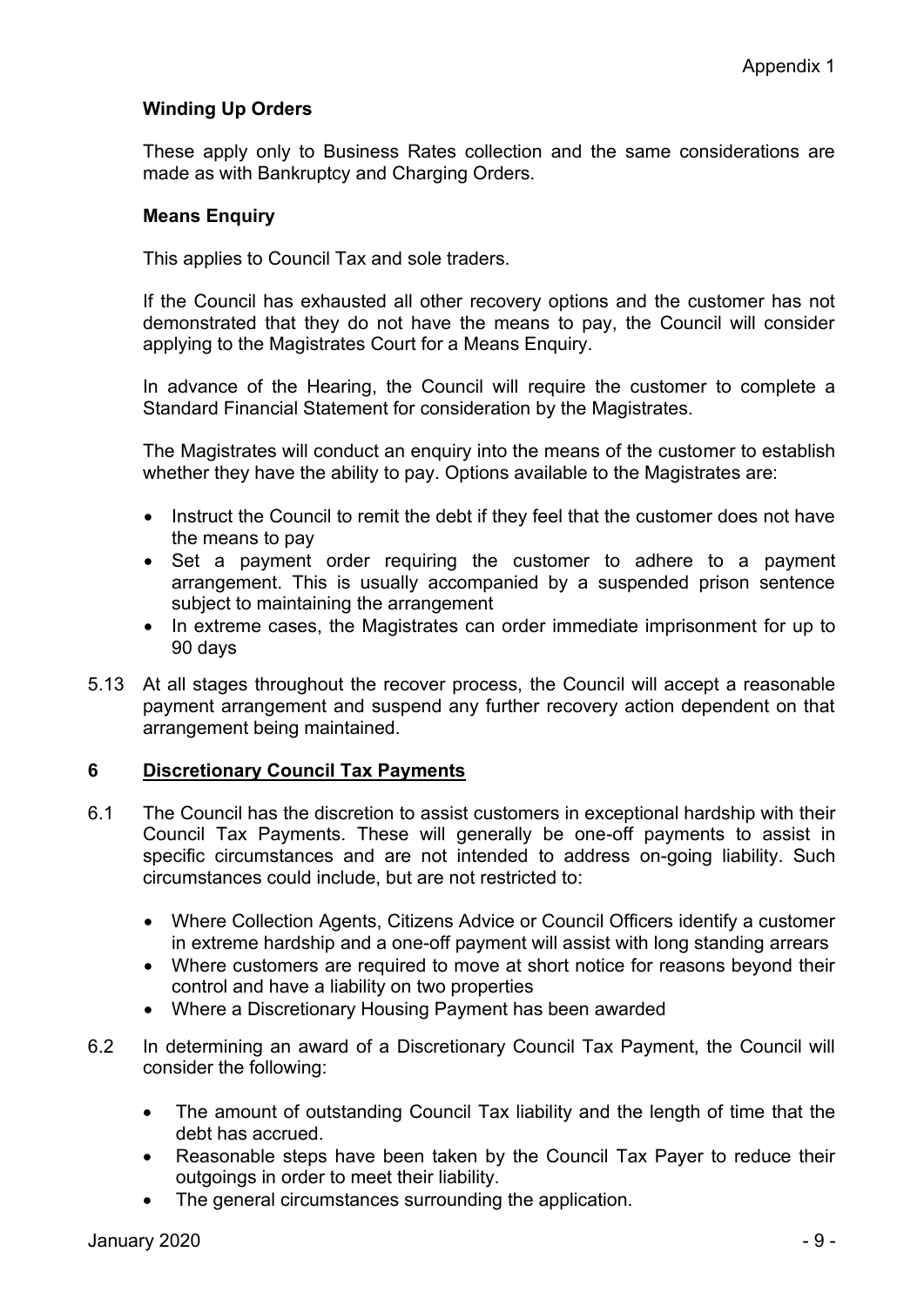**Winding Up Orders**

These apply only to Business Rates collection and the same considerations are made as with Bankruptcy and Charging Orders.

**Means Enquiry**

This applies to Council Tax and sole traders.

If the Council has exhausted all other recovery options and the customer has not demonstrated that they do not have the means to pay, the Council will consider applying to the Magistrates Court for a Means Enquiry.

In advance of the Hearing, the Council will require the customer to complete a Standard Financial Statement for consideration by the Magistrates.

The Magistrates will conduct an enquiry into the means of the customer to establish whether they have the ability to pay. Options available to the Magistrates are:

- Instruct the Council to remit the debt if they feel that the customer does not have the means to pay
- Set a payment order requiring the customer to adhere to a payment arrangement. This is usually accompanied by a suspended prison sentence subject to maintaining the arrangement
- In extreme cases, the Magistrates can order immediate imprisonment for up to 90 days

5.13 At all stages throughout the recover process, the Council will accept a reasonable payment arrangement and suspend any further recovery action dependent on that arrangement being maintained.

## 6 Discretionary Council Tax Payments

6.1 The Council has the discretion to assist customers in exceptional hardship with their Council Tax Payments. These will generally be one-off payments to assist in specific circumstances and are not intended to address on-going liability. Such circumstances could include, but are not restricted to:

- Where Collection Agents, Citizens Advice or Council Officers identify a customer in extreme hardship and a one-off payment will assist with long standing arrears
- Where customers are required to move at short notice for reasons beyond their control and have a liability on two properties
- Where a Discretionary Housing Payment has been awarded

6.2 In determining an award of a Discretionary Council Tax Payment, the Council will consider the following:

- The amount of outstanding Council Tax liability and the length of time that the debt has accrued.
- Reasonable steps have been taken by the Council Tax Payer to reduce their outgoings in order to meet their liability.
- The general circumstances surrounding the application.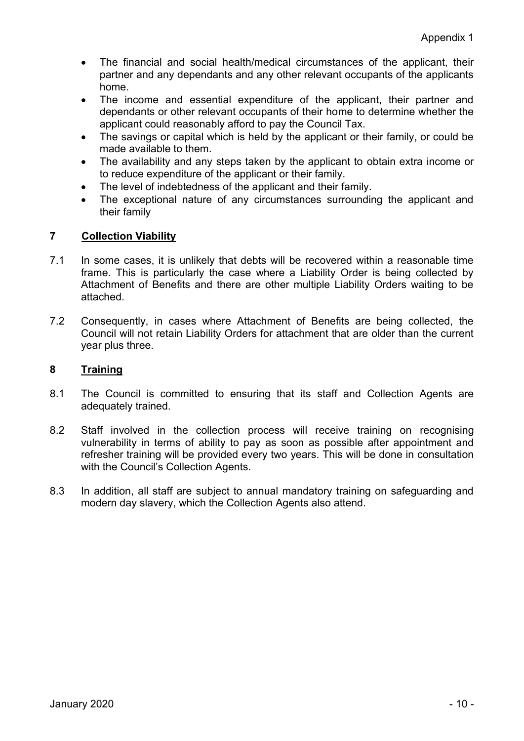- The financial and social health/medical circumstances of the applicant, their partner and any dependants and any other relevant occupants of the applicants home.
- The income and essential expenditure of the applicant, their partner and dependants or other relevant occupants of their home to determine whether the applicant could reasonably afford to pay the Council Tax.
- The savings or capital which is held by the applicant or their family, or could be made available to them.
- The availability and any steps taken by the applicant to obtain extra income or to reduce expenditure of the applicant or their family.
- The level of indebtedness of the applicant and their family.
- The exceptional nature of any circumstances surrounding the applicant and their family

## 7 Collection Viability

7.1 In some cases, it is unlikely that debts will be recovered within a reasonable time frame. This is particularly the case where a Liability Order is being collected by Attachment of Benefits and there are other multiple Liability Orders waiting to be attached.

7.2 Consequently, in cases where Attachment of Benefits are being collected, the Council will not retain Liability Orders for attachment that are older than the current year plus three.

## 8 Training

8.1 The Council is committed to ensuring that its staff and Collection Agents are adequately trained.

8.2 Staff involved in the collection process will receive training on recognising vulnerability in terms of ability to pay as soon as possible after appointment and refresher training will be provided every two years. This will be done in consultation with the Council's Collection Agents.

8.3 In addition, all staff are subject to annual mandatory training on safeguarding and modern day slavery, which the Collection Agents also attend.